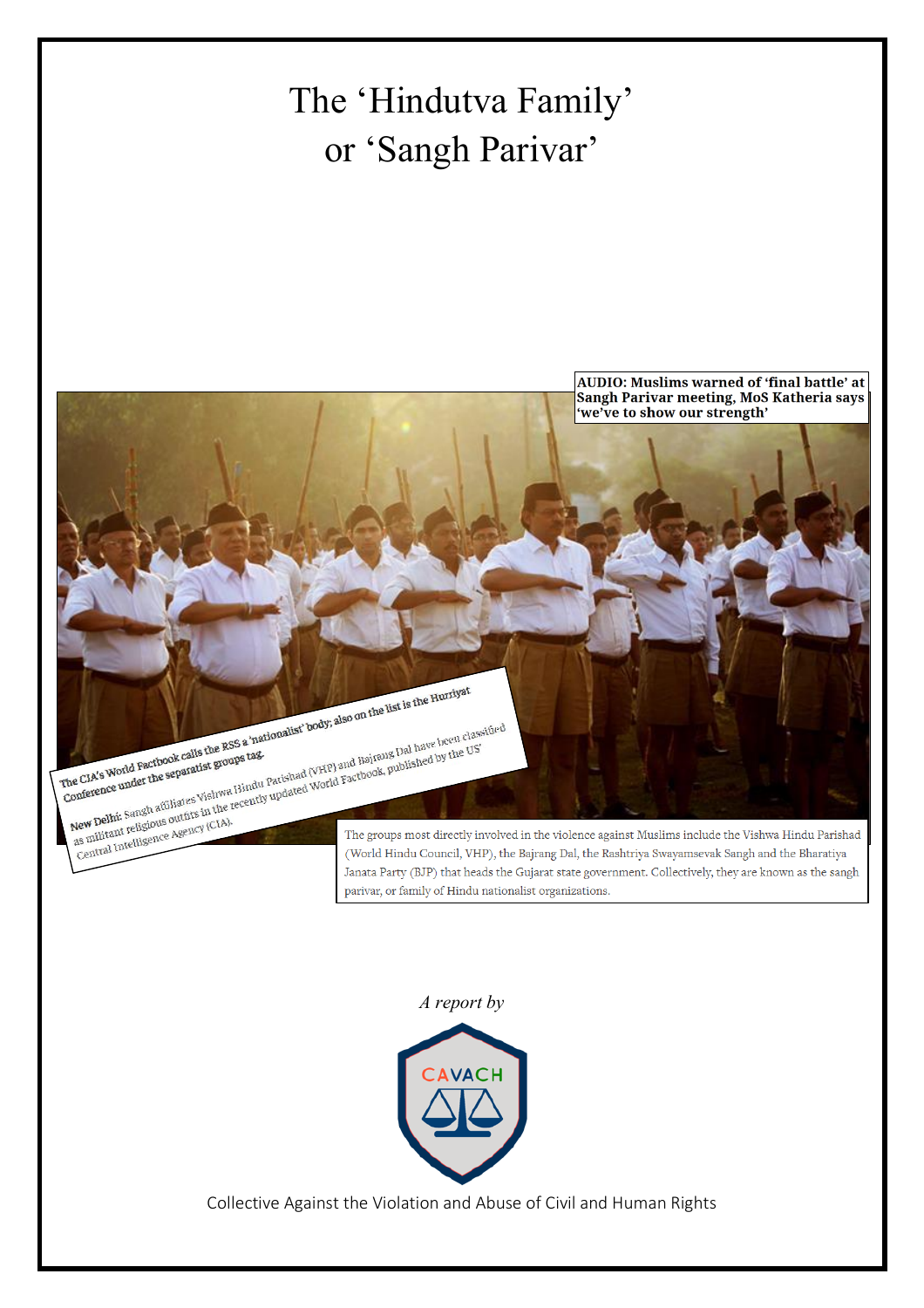# The 'Hindutva Family' or 'Sangh Parivar'

**AUDIO: Muslims warned of 'final battle' at Sangh Parivar meeting, MoS Katheria says 'we've to show our strength'**

**The CIA's World Factbook calls the RSS a 'nationalist' body; also on the list is the Hurriyat Conference under the separatist groups tag.**

**New Delhi:** Sangh affiliates Vishwa Hindu Parishad (VHP) and Bajrang Dal have been classified as militant religious outfits in the recently updated World Factbook, published by the US' Central Intelligence Agency (CIA).

The groups most directly involved in the violence against Muslims include the Vishwa Hindu Parishad (World Hindu Council, VHP), the Bajrang Dal, the Rashtriya Swayamsevak Sangh and the Bharatiya Janata Party (BJP) that heads the Gujarat state government. Collectively, they are known as the sangh parivar, or family of Hindu nationalist organizations.

*A report by*

CAVACH

Collective Against the Violation and Abuse of Civil and Human Rights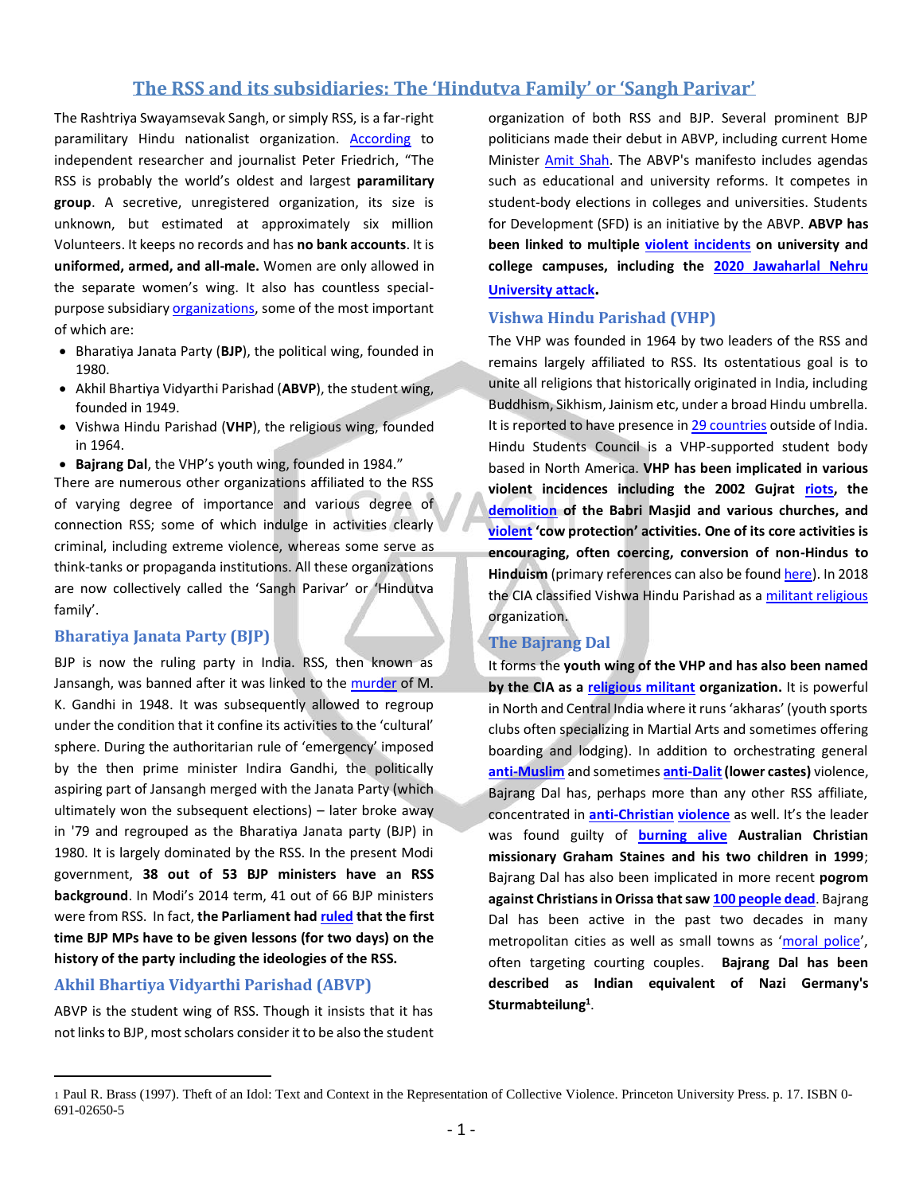# The RSS and its subsidiaries: The 'Hindutva Family' or 'Sangh Parivar'

The Rashtriya Swayamsevak Sangh, or simply RSS, is a far-right paramilitary Hindu nationalist organization. According to independent researcher and journalist Peter Friedrich, "The RSS is probably the world's oldest and largest **paramilitary group**. A secretive, unregistered organization, its size is unknown, but estimated at approximately six million Volunteers. It keeps no records and has **no bank accounts**. It is **uniformed, armed, and all-male.** Women are only allowed in the separate women's wing. It also has countless special-purpose subsidiary organizations, some of the most important of which are:

- Bharatiya Janata Party (**BJP**), the political wing, founded in 1980.
- Akhil Bhartiya Vidyarthi Parishad (**ABVP**), the student wing, founded in 1949.
- Vishwa Hindu Parishad (**VHP**), the religious wing, founded in 1964.
- **Bajrang Dal**, the VHP's youth wing, founded in 1984."

There are numerous other organizations affiliated to the RSS of varying degree of importance and various degree of connection RSS; some of which indulge in activities clearly criminal, including extreme violence, whereas some serve as think-tanks or propaganda institutions. All these organizations are now collectively called the 'Sangh Parivar' or 'Hindutva family'.

## Bharatiya Janata Party (BJP)

BJP is now the ruling party in India. RSS, then known as Jansangh, was banned after it was linked to the murder of M. K. Gandhi in 1948. It was subsequently allowed to regroup under the condition that it confine its activities to the 'cultural' sphere. During the authoritarian rule of 'emergency' imposed by the then prime minister Indira Gandhi, the politically aspiring part of Jansangh merged with the Janata Party (which ultimately won the subsequent elections) – later broke away in '79 and regrouped as the Bharatiya Janata party (BJP) in 1980. It is largely dominated by the RSS. In the present Modi government, **38 out of 53 BJP ministers have an RSS background**. In Modi's 2014 term, 41 out of 66 BJP ministers were from RSS. In fact, **the Parliament had ruled that the first time BJP MPs have to be given lessons (for two days) on the history of the party including the ideologies of the RSS.**

## Akhil Bhartiya Vidyarthi Parishad (ABVP)

ABVP is the student wing of RSS. Though it insists that it has not links to BJP, most scholars consider it to be also the student organization of both RSS and BJP. Several prominent BJP politicians made their debut in ABVP, including current Home Minister Amit Shah. The ABVP's manifesto includes agendas such as educational and university reforms. It competes in student-body elections in colleges and universities. Students for Development (SFD) is an initiative by the ABVP. **ABVP has been linked to multiple violent incidents on university and college campuses, including the 2020 Jawaharlal Nehru University attack.**

## Vishwa Hindu Parishad (VHP)

The VHP was founded in 1964 by two leaders of the RSS and remains largely affiliated to RSS. Its ostentatious goal is to unite all religions that historically originated in India, including Buddhism, Sikhism, Jainism etc, under a broad Hindu umbrella. It is reported to have presence in 29 countries outside of India. Hindu Students Council is a VHP-supported student body based in North America. **VHP has been implicated in various violent incidences including the 2002 Gujrat riots, the demolition of the Babri Masjid and various churches, and violent 'cow protection' activities. One of its core activities is encouraging, often coercing, conversion of non-Hindus to Hinduism** (primary references can also be found here). In 2018 the CIA classified Vishwa Hindu Parishad as a militant religious organization.

## The Bajrang Dal

It forms the **youth wing of the VHP and has also been named by the CIA as a religious militant organization.** It is powerful in North and Central India where it runs 'akharas' (youth sports clubs often specializing in Martial Arts and sometimes offering boarding and lodging). In addition to orchestrating general **anti-Muslim** and sometimes **anti-Dalit (lower castes)** violence, Bajrang Dal has, perhaps more than any other RSS affiliate, concentrated in **anti-Christian violence** as well. It's the leader was found guilty of **burning alive Australian Christian missionary Graham Staines and his two children in 1999**; Bajrang Dal has also been implicated in more recent **pogrom against Christians in Orissa that saw 100 people dead**. Bajrang Dal has been active in the past two decades in many metropolitan cities as well as small towns as 'moral police', often targeting courting couples. **Bajrang Dal has been described as Indian equivalent of Nazi Germany's Sturmabteilung**[1].

---

[1] Paul R. Brass (1997). Theft of an Idol: Text and Context in the Representation of Collective Violence. Princeton University Press. p. 17. ISBN 0-691-02650-5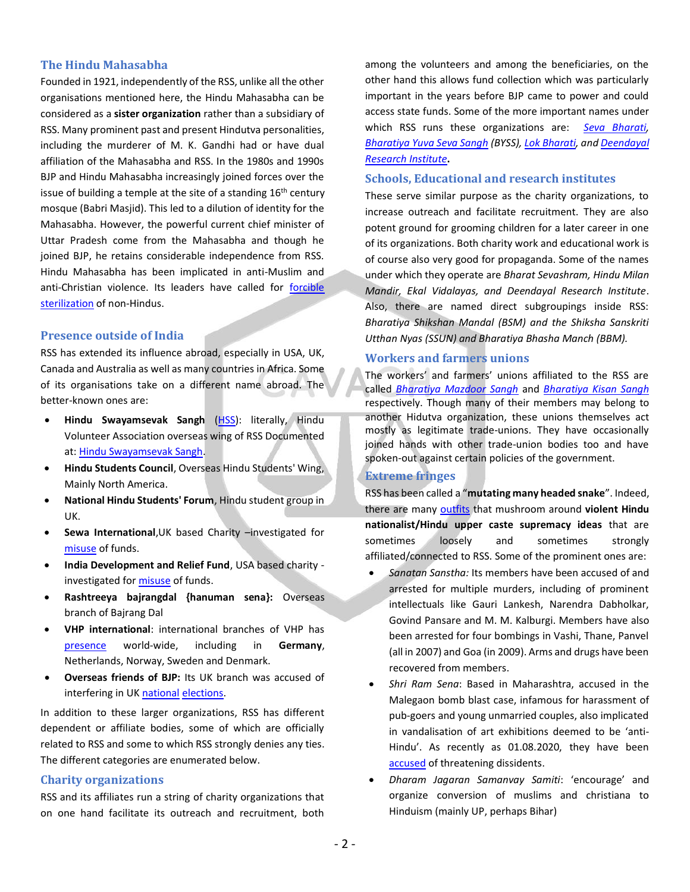## The Hindu Mahasabha

Founded in 1921, independently of the RSS, unlike all the other organisations mentioned here, the Hindu Mahasabha can be considered as a **sister organization** rather than a subsidiary of RSS. Many prominent past and present Hindutva personalities, including the murderer of M. K. Gandhi had or have dual affiliation of the Mahasabha and RSS. In the 1980s and 1990s BJP and Hindu Mahasabha increasingly joined forces over the issue of building a temple at the site of a standing 16th century mosque (Babri Masjid). This led to a dilution of identity for the Mahasabha. However, the powerful current chief minister of Uttar Pradesh come from the Mahasabha and though he joined BJP, he retains considerable independence from RSS. Hindu Mahasabha has been implicated in anti-Muslim and anti-Christian violence. Its leaders have called for forcible sterilization of non-Hindus.

## Presence outside of India

RSS has extended its influence abroad, especially in USA, UK, Canada and Australia as well as many countries in Africa. Some of its organisations take on a different name abroad. The better-known ones are:

- **Hindu Swayamsevak Sangh** (HSS): literally, Hindu Volunteer Association overseas wing of RSS Documented at: Hindu Swayamsevak Sangh.
- **Hindu Students Council**, Overseas Hindu Students' Wing, Mainly North America.
- **National Hindu Students' Forum**, Hindu student group in UK.
- **Sewa International**,UK based Charity –investigated for misuse of funds.
- **India Development and Relief Fund**, USA based charity - investigated for misuse of funds.
- **Rashtreeya bajrangdal {hanuman sena}:** Overseas branch of Bajrang Dal
- **VHP international**: international branches of VHP has presence world-wide, including in **Germany**, Netherlands, Norway, Sweden and Denmark.
- **Overseas friends of BJP:** Its UK branch was accused of interfering in UK national elections.

In addition to these larger organizations, RSS has different dependent or affiliate bodies, some of which are officially related to RSS and some to which RSS strongly denies any ties. The different categories are enumerated below.

## Charity organizations

RSS and its affiliates run a string of charity organizations that on one hand facilitate its outreach and recruitment, both among the volunteers and among the beneficiaries, on the other hand this allows fund collection which was particularly important in the years before BJP came to power and could access state funds. Some of the more important names under which RSS runs these organizations are: *Seva Bharati, Bharatiya Yuva Seva Sangh (BYSS), Lok Bharati, and Deendayal Research Institute***.**

## Schools, Educational and research institutes

These serve similar purpose as the charity organizations, to increase outreach and facilitate recruitment. They are also potent ground for grooming children for a later career in one of its organizations. Both charity work and educational work is of course also very good for propaganda. Some of the names under which they operate are *Bharat Sevashram, Hindu Milan Mandir, Ekal Vidalayas, and Deendayal Research Institute*. Also, there are named direct subgroupings inside RSS: *Bharatiya Shikshan Mandal (BSM) and the Shiksha Sanskriti Utthan Nyas (SSUN) and Bharatiya Bhasha Manch (BBM).*

## Workers and farmers unions

The workers' and farmers' unions affiliated to the RSS are called *Bharatiya Mazdoor Sangh* and *Bharatiya Kisan Sangh* respectively. Though many of their members may belong to another Hidutva organization, these unions themselves act mostly as legitimate trade-unions. They have occasionally joined hands with other trade-union bodies too and have spoken-out against certain policies of the government.

## Extreme fringes

RSS has been called a **"mutating many headed snake**". Indeed, there are many outfits that mushroom around **violent Hindu nationalist/Hindu upper caste supremacy ideas** that are sometimes loosely and sometimes strongly affiliated/connected to RSS. Some of the prominent ones are:

- *Sanatan Sanstha:* Its members have been accused of and arrested for multiple murders, including of prominent intellectuals like Gauri Lankesh, Narendra Dabholkar, Govind Pansare and M. M. Kalburgi. Members have also been arrested for four bombings in Vashi, Thane, Panvel (all in 2007) and Goa (in 2009). Arms and drugs have been recovered from members.
- *Shri Ram Sena*: Based in Maharashtra, accused in the Malegaon bomb blast case, infamous for harassment of pub-goers and young unmarried couples, also implicated in vandalisation of art exhibitions deemed to be 'anti-Hindu'. As recently as 01.08.2020, they have been accused of threatening dissidents.
- *Dharam Jagaran Samanvay Samiti*: 'encourage' and organize conversion of muslims and christiana to Hinduism (mainly UP, perhaps Bihar)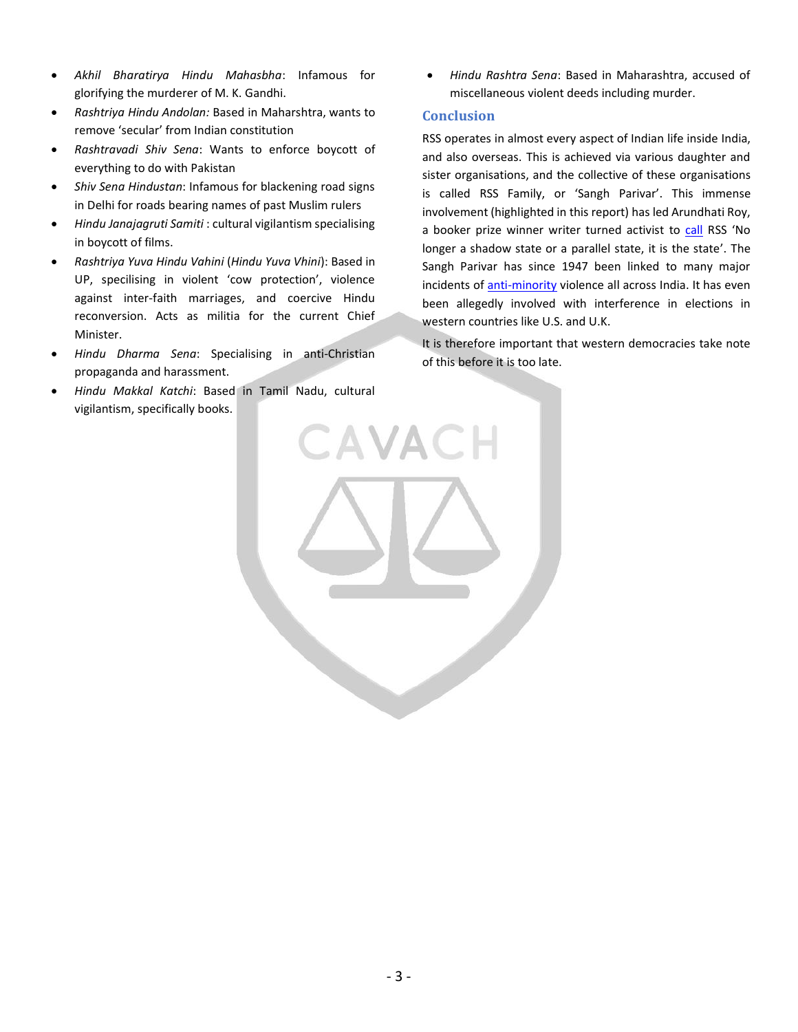- *Akhil Bharatirya Hindu Mahasbha*: Infamous for glorifying the murderer of M. K. Gandhi.
- *Rashtriya Hindu Andolan:* Based in Maharshtra, wants to remove 'secular' from Indian constitution
- *Rashtravadi Shiv Sena*: Wants to enforce boycott of everything to do with Pakistan
- *Shiv Sena Hindustan*: Infamous for blackening road signs in Delhi for roads bearing names of past Muslim rulers
- *Hindu Janajagruti Samiti* : cultural vigilantism specialising in boycott of films.
- *Rashtriya Yuva Hindu Vahini* (*Hindu Yuva Vhini*): Based in UP, specilising in violent 'cow protection', violence against inter-faith marriages, and coercive Hindu reconversion. Acts as militia for the current Chief Minister.
- *Hindu Dharma Sena*: Specialising in anti-Christian propaganda and harassment.
- *Hindu Makkal Katchi*: Based in Tamil Nadu, cultural vigilantism, specifically books.
- *Hindu Rashtra Sena*: Based in Maharashtra, accused of miscellaneous violent deeds including murder.

## Conclusion

RSS operates in almost every aspect of Indian life inside India, and also overseas. This is achieved via various daughter and sister organisations, and the collective of these organisations is called RSS Family, or 'Sangh Parivar'. This immense involvement (highlighted in this report) has led Arundhati Roy, a booker prize winner writer turned activist to call RSS 'No longer a shadow state or a parallel state, it is the state'. The Sangh Parivar has since 1947 been linked to many major incidents of anti-minority violence all across India. It has even been allegedly involved with interference in elections in western countries like U.S. and U.K.

It is therefore important that western democracies take note of this before it is too late.